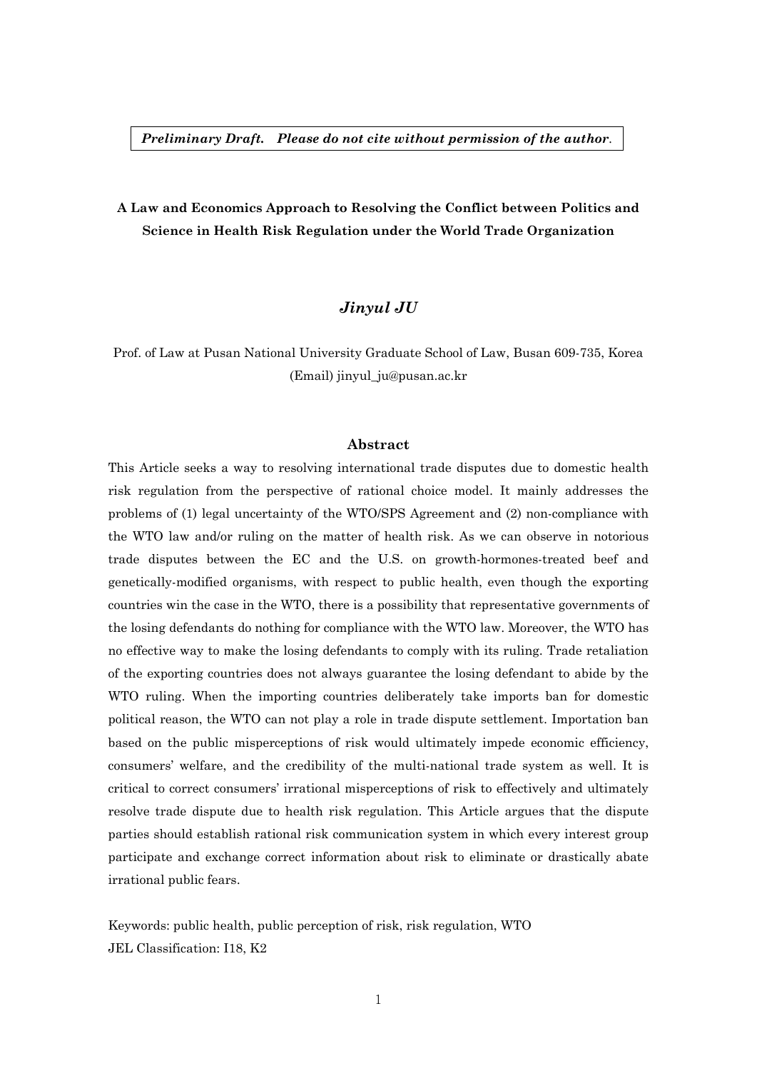***Preliminary Draft. Please do not cite without permission of the author.***

**A Law and Economics Approach to Resolving the Conflict between Politics and Science in Health Risk Regulation under the World Trade Organization**

***Jinyul JU***

Prof. of Law at Pusan National University Graduate School of Law, Busan 609-735, Korea
(Email) jinyul_ju@pusan.ac.kr

## Abstract

This Article seeks a way to resolving international trade disputes due to domestic health risk regulation from the perspective of rational choice model. It mainly addresses the problems of (1) legal uncertainty of the WTO/SPS Agreement and (2) non-compliance with the WTO law and/or ruling on the matter of health risk. As we can observe in notorious trade disputes between the EC and the U.S. on growth-hormones-treated beef and genetically-modified organisms, with respect to public health, even though the exporting countries win the case in the WTO, there is a possibility that representative governments of the losing defendants do nothing for compliance with the WTO law. Moreover, the WTO has no effective way to make the losing defendants to comply with its ruling. Trade retaliation of the exporting countries does not always guarantee the losing defendant to abide by the WTO ruling. When the importing countries deliberately take imports ban for domestic political reason, the WTO can not play a role in trade dispute settlement. Importation ban based on the public misperceptions of risk would ultimately impede economic efficiency, consumers' welfare, and the credibility of the multi-national trade system as well. It is critical to correct consumers' irrational misperceptions of risk to effectively and ultimately resolve trade dispute due to health risk regulation. This Article argues that the dispute parties should establish rational risk communication system in which every interest group participate and exchange correct information about risk to eliminate or drastically abate irrational public fears.

Keywords: public health, public perception of risk, risk regulation, WTO
JEL Classification: I18, K2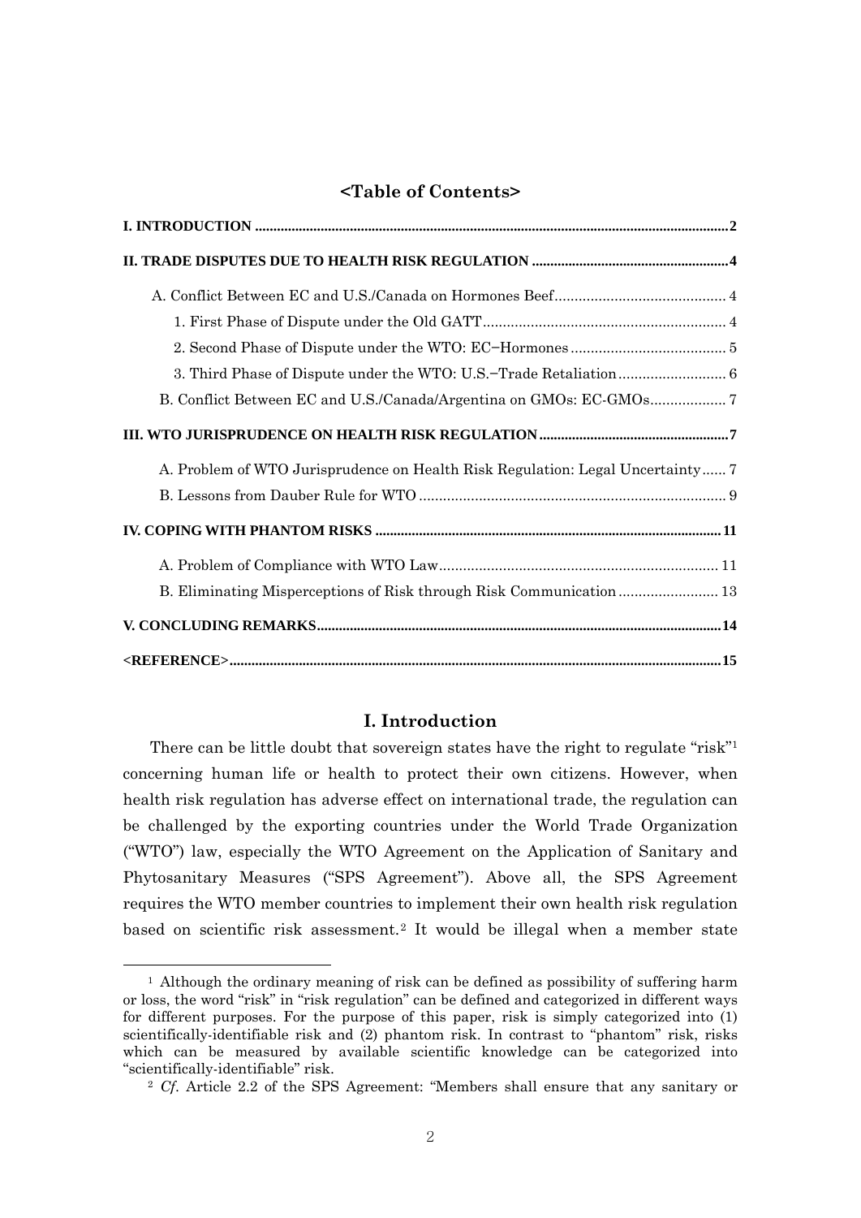## <Table of Contents>

I. INTRODUCTION .......... 2

II. TRADE DISPUTES DUE TO HEALTH RISK REGULATION .......... 4

- A. Conflict Between EC and U.S./Canada on Hormones Beef .......... 4
  - 1. First Phase of Dispute under the Old GATT .......... 4
  - 2. Second Phase of Dispute under the WTO: EC−Hormones .......... 5
  - 3. Third Phase of Dispute under the WTO: U.S.−Trade Retaliation .......... 6
- B. Conflict Between EC and U.S./Canada/Argentina on GMOs: EC-GMOs .......... 7

III. WTO JURISPRUDENCE ON HEALTH RISK REGULATION .......... 7

- A. Problem of WTO Jurisprudence on Health Risk Regulation: Legal Uncertainty .......... 7
- B. Lessons from Dauber Rule for WTO .......... 9

IV. COPING WITH PHANTOM RISKS .......... 11

- A. Problem of Compliance with WTO Law .......... 11
- B. Eliminating Misperceptions of Risk through Risk Communication .......... 13

V. CONCLUDING REMARKS .......... 14

<REFERENCE> .......... 15

# I. Introduction

There can be little doubt that sovereign states have the right to regulate "risk"[1] concerning human life or health to protect their own citizens. However, when health risk regulation has adverse effect on international trade, the regulation can be challenged by the exporting countries under the World Trade Organization ("WTO") law, especially the WTO Agreement on the Application of Sanitary and Phytosanitary Measures ("SPS Agreement"). Above all, the SPS Agreement requires the WTO member countries to implement their own health risk regulation based on scientific risk assessment.[2] It would be illegal when a member state

---

[1] Although the ordinary meaning of risk can be defined as possibility of suffering harm or loss, the word "risk" in "risk regulation" can be defined and categorized in different ways for different purposes. For the purpose of this paper, risk is simply categorized into (1) scientifically-identifiable risk and (2) phantom risk. In contrast to "phantom" risk, risks which can be measured by available scientific knowledge can be categorized into "scientifically-identifiable" risk.

[2] *Cf.* Article 2.2 of the SPS Agreement: "Members shall ensure that any sanitary or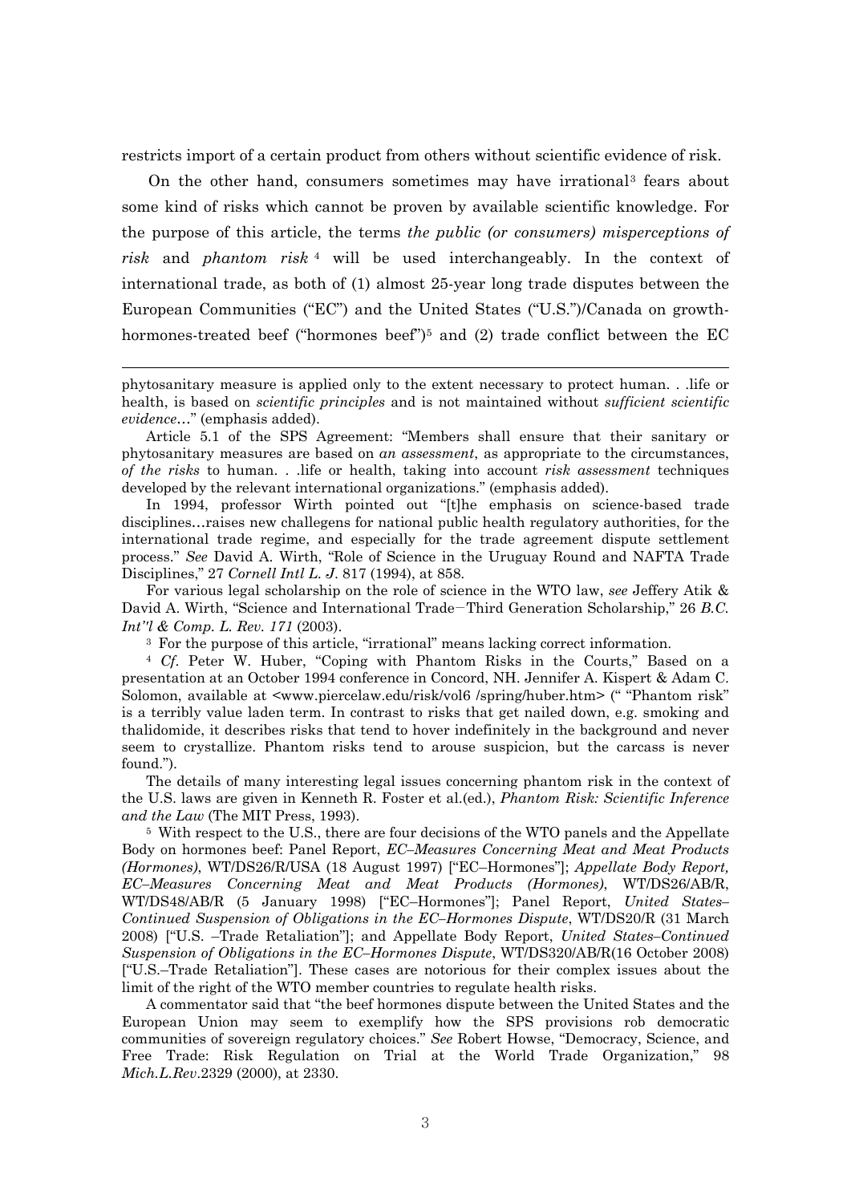restricts import of a certain product from others without scientific evidence of risk.

On the other hand, consumers sometimes may have irrational[3] fears about some kind of risks which cannot be proven by available scientific knowledge. For the purpose of this article, the terms *the public (or consumers) misperceptions of risk* and *phantom risk* [4] will be used interchangeably. In the context of international trade, as both of (1) almost 25-year long trade disputes between the European Communities ("EC") and the United States ("U.S.")/Canada on growth-hormones-treated beef ("hormones beef")[5] and (2) trade conflict between the EC

---

phytosanitary measure is applied only to the extent necessary to protect human. . .life or health, is based on *scientific principles* and is not maintained without *sufficient scientific evidence*…" (emphasis added).

Article 5.1 of the SPS Agreement: "Members shall ensure that their sanitary or phytosanitary measures are based on *an assessment*, as appropriate to the circumstances, *of the risks* to human. . .life or health, taking into account *risk assessment* techniques developed by the relevant international organizations." (emphasis added).

In 1994, professor Wirth pointed out "[t]he emphasis on science-based trade disciplines…raises new challegens for national public health regulatory authorities, for the international trade regime, and especially for the trade agreement dispute settlement process." *See* David A. Wirth, "Role of Science in the Uruguay Round and NAFTA Trade Disciplines," 27 *Cornell Intl L. J.* 817 (1994), at 858.

For various legal scholarship on the role of science in the WTO law, *see* Jeffery Atik & David A. Wirth, "Science and International Trade−Third Generation Scholarship," 26 *B.C. Int''l & Comp. L. Rev. 171* (2003).

[3] For the purpose of this article, "irrational" means lacking correct information.

[4] *Cf.* Peter W. Huber, "Coping with Phantom Risks in the Courts," Based on a presentation at an October 1994 conference in Concord, NH. Jennifer A. Kispert & Adam C. Solomon, available at <www.piercelaw.edu/risk/vol6 /spring/huber.htm> (" "Phantom risk" is a terribly value laden term. In contrast to risks that get nailed down, e.g. smoking and thalidomide, it describes risks that tend to hover indefinitely in the background and never seem to crystallize. Phantom risks tend to arouse suspicion, but the carcass is never found.").

The details of many interesting legal issues concerning phantom risk in the context of the U.S. laws are given in Kenneth R. Foster et al.(ed.), *Phantom Risk: Scientific Inference and the Law* (The MIT Press, 1993).

[5] With respect to the U.S., there are four decisions of the WTO panels and the Appellate Body on hormones beef: Panel Report, *EC–Measures Concerning Meat and Meat Products (Hormones)*, WT/DS26/R/USA (18 August 1997) ["EC–Hormones"]; *Appellate Body Report, EC–Measures Concerning Meat and Meat Products (Hormones)*, WT/DS26/AB/R, WT/DS48/AB/R (5 January 1998) ["EC–Hormones"]; Panel Report, *United States–Continued Suspension of Obligations in the EC–Hormones Dispute*, WT/DS20/R (31 March 2008) ["U.S. –Trade Retaliation"]; and Appellate Body Report, *United States–Continued Suspension of Obligations in the EC–Hormones Dispute*, WT/DS320/AB/R(16 October 2008) ["U.S.–Trade Retaliation"]. These cases are notorious for their complex issues about the limit of the right of the WTO member countries to regulate health risks.

A commentator said that "the beef hormones dispute between the United States and the European Union may seem to exemplify how the SPS provisions rob democratic communities of sovereign regulatory choices." *See* Robert Howse, "Democracy, Science, and Free Trade: Risk Regulation on Trial at the World Trade Organization," 98 *Mich.L.Rev*.2329 (2000), at 2330.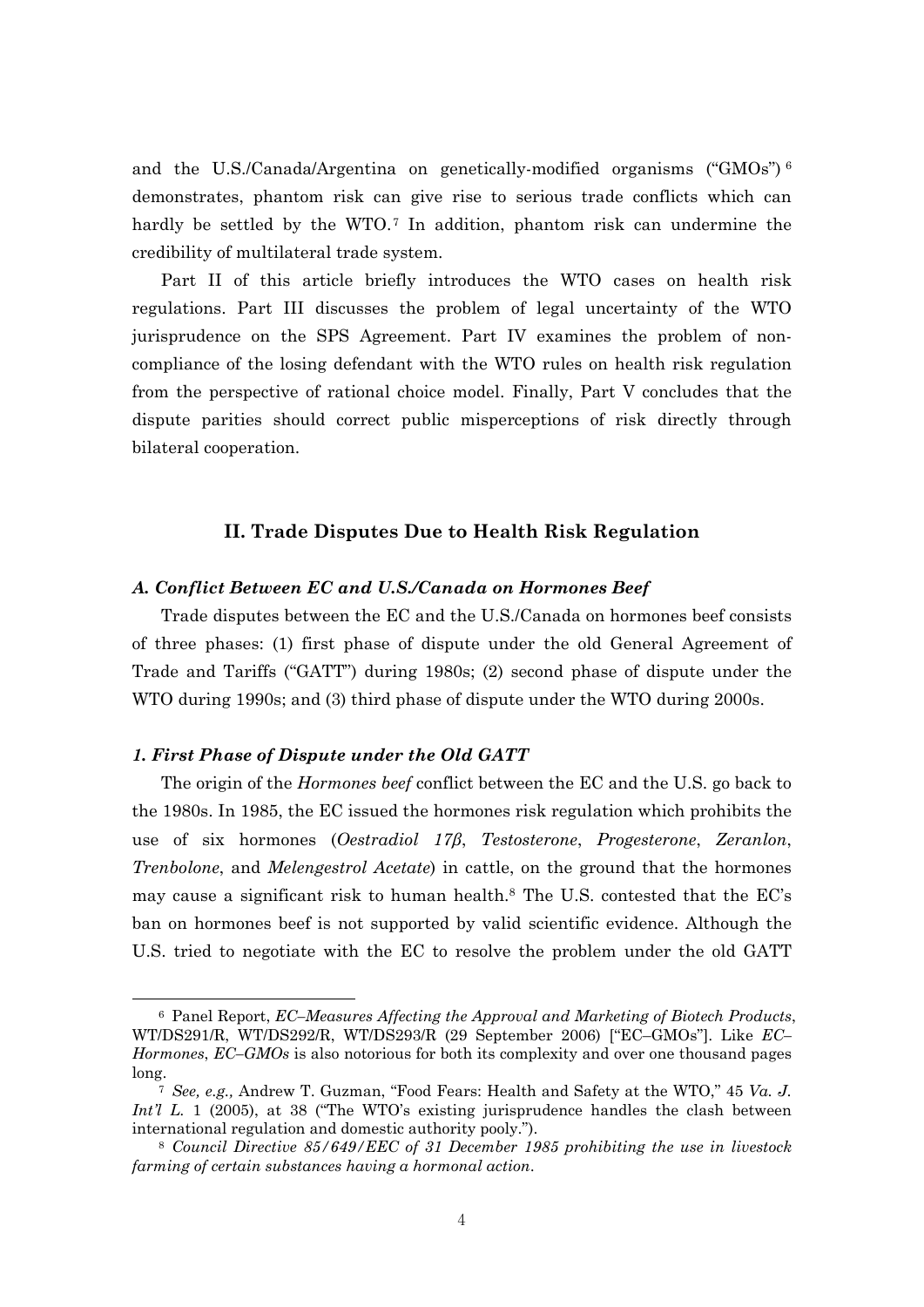and the U.S./Canada/Argentina on genetically-modified organisms ("GMOs")[6] demonstrates, phantom risk can give rise to serious trade conflicts which can hardly be settled by the WTO.[7] In addition, phantom risk can undermine the credibility of multilateral trade system.

Part II of this article briefly introduces the WTO cases on health risk regulations. Part III discusses the problem of legal uncertainty of the WTO jurisprudence on the SPS Agreement. Part IV examines the problem of non-compliance of the losing defendant with the WTO rules on health risk regulation from the perspective of rational choice model. Finally, Part V concludes that the dispute parities should correct public misperceptions of risk directly through bilateral cooperation.

## II. Trade Disputes Due to Health Risk Regulation

### *A. Conflict Between EC and U.S./Canada on Hormones Beef*

Trade disputes between the EC and the U.S./Canada on hormones beef consists of three phases: (1) first phase of dispute under the old General Agreement of Trade and Tariffs ("GATT") during 1980s; (2) second phase of dispute under the WTO during 1990s; and (3) third phase of dispute under the WTO during 2000s.

#### *1. First Phase of Dispute under the Old GATT*

The origin of the *Hormones beef* conflict between the EC and the U.S. go back to the 1980s. In 1985, the EC issued the hormones risk regulation which prohibits the use of six hormones (*Oestradiol 17β*, *Testosterone*, *Progesterone*, *Zeranlon*, *Trenbolone*, and *Melengestrol Acetate*) in cattle, on the ground that the hormones may cause a significant risk to human health.[8] The U.S. contested that the EC's ban on hormones beef is not supported by valid scientific evidence. Although the U.S. tried to negotiate with the EC to resolve the problem under the old GATT

---

[6] Panel Report, *EC–Measures Affecting the Approval and Marketing of Biotech Products*, WT/DS291/R, WT/DS292/R, WT/DS293/R (29 September 2006) ["EC–GMOs"]. Like *EC–Hormones*, *EC–GMOs* is also notorious for both its complexity and over one thousand pages long.

[7] *See, e.g.,* Andrew T. Guzman, "Food Fears: Health and Safety at the WTO," 45 *Va. J. Int'l L.* 1 (2005), at 38 ("The WTO's existing jurisprudence handles the clash between international regulation and domestic authority pooly.").

[8] *Council Directive 85/649/EEC of 31 December 1985 prohibiting the use in livestock farming of certain substances having a hormonal action.*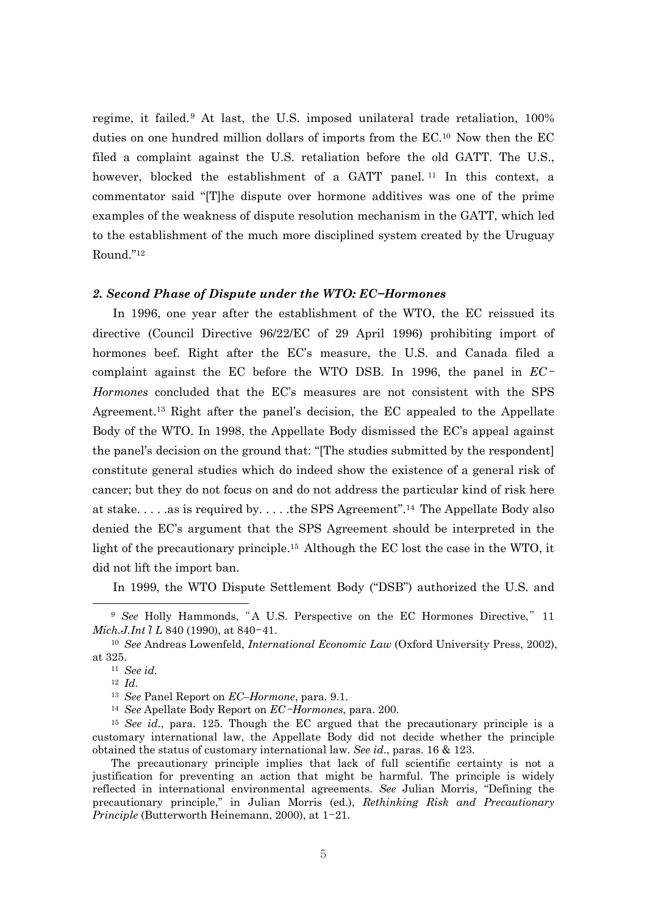regime, it failed.[9] At last, the U.S. imposed unilateral trade retaliation, 100% duties on one hundred million dollars of imports from the EC.[10] Now then the EC filed a complaint against the U.S. retaliation before the old GATT. The U.S., however, blocked the establishment of a GATT panel.[11] In this context, a commentator said "[T]he dispute over hormone additives was one of the prime examples of the weakness of dispute resolution mechanism in the GATT, which led to the establishment of the much more disciplined system created by the Uruguay Round."[12]

### *2. Second Phase of Dispute under the WTO: EC–Hormones*

In 1996, one year after the establishment of the WTO, the EC reissued its directive (Council Directive 96/22/EC of 29 April 1996) prohibiting import of hormones beef. Right after the EC's measure, the U.S. and Canada filed a complaint against the EC before the WTO DSB. In 1996, the panel in *EC–Hormones* concluded that the EC's measures are not consistent with the SPS Agreement.[13] Right after the panel's decision, the EC appealed to the Appellate Body of the WTO. In 1998, the Appellate Body dismissed the EC's appeal against the panel's decision on the ground that: "[The studies submitted by the respondent] constitute general studies which do indeed show the existence of a general risk of cancer; but they do not focus on and do not address the particular kind of risk here at stake. . . . .as is required by. . . . .the SPS Agreement".[14] The Appellate Body also denied the EC's argument that the SPS Agreement should be interpreted in the light of the precautionary principle.[15] Although the EC lost the case in the WTO, it did not lift the import ban.

In 1999, the WTO Dispute Settlement Body ("DSB") authorized the U.S. and

---

[9] *See* Holly Hammonds, "A U.S. Perspective on the EC Hormones Directive," 11 *Mich.J.Int'l L* 840 (1990), at 840–41.

[10] *See* Andreas Lowenfeld, *International Economic Law* (Oxford University Press, 2002), at 325.

[11] *See id.*

[12] *Id.*

[13] *See* Panel Report on *EC–Hormone*, para. 9.1.

[14] *See* Apellate Body Report on *EC–Hormones*, para. 200.

[15] *See id*., para. 125. Though the EC argued that the precautionary principle is a customary international law, the Appellate Body did not decide whether the principle obtained the status of customary international law. *See id*., paras. 16 & 123.

The precautionary principle implies that lack of full scientific certainty is not a justification for preventing an action that might be harmful. The principle is widely reflected in international environmental agreements. *See* Julian Morris, "Defining the precautionary principle," in Julian Morris (ed.), *Rethinking Risk and Precautionary Principle* (Butterworth Heinemann, 2000), at 1–21.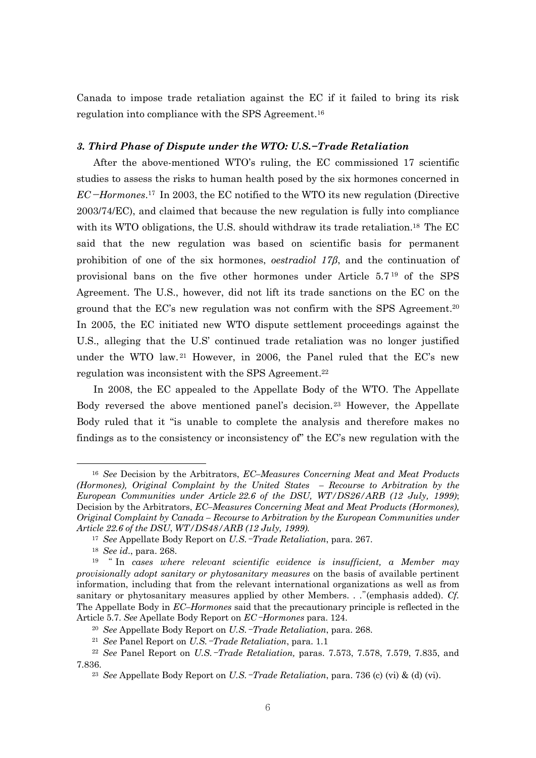Canada to impose trade retaliation against the EC if it failed to bring its risk regulation into compliance with the SPS Agreement.[16]

### *3. Third Phase of Dispute under the WTO: U.S.−Trade Retaliation*

After the above-mentioned WTO's ruling, the EC commissioned 17 scientific studies to assess the risks to human health posed by the six hormones concerned in *EC−Hormones*.[17] In 2003, the EC notified to the WTO its new regulation (Directive 2003/74/EC), and claimed that because the new regulation is fully into compliance with its WTO obligations, the U.S. should withdraw its trade retaliation.[18] The EC said that the new regulation was based on scientific basis for permanent prohibition of one of the six hormones, *oestradiol 17β*, and the continuation of provisional bans on the five other hormones under Article 5.7[19] of the SPS Agreement. The U.S., however, did not lift its trade sanctions on the EC on the ground that the EC's new regulation was not confirm with the SPS Agreement.[20] In 2005, the EC initiated new WTO dispute settlement proceedings against the U.S., alleging that the U.S' continued trade retaliation was no longer justified under the WTO law.[21] However, in 2006, the Panel ruled that the EC's new regulation was inconsistent with the SPS Agreement.[22]

In 2008, the EC appealed to the Appellate Body of the WTO. The Appellate Body reversed the above mentioned panel's decision.[23] However, the Appellate Body ruled that it "is unable to complete the analysis and therefore makes no findings as to the consistency or inconsistency of" the EC's new regulation with the

---

[16] *See* Decision by the Arbitrators, *EC–Measures Concerning Meat and Meat Products (Hormones), Original Complaint by the United States – Recourse to Arbitration by the European Communities under Article 22.6 of the DSU, WT/DS26/ARB (12 July, 1999)*; Decision by the Arbitrators, *EC–Measures Concerning Meat and Meat Products (Hormones), Original Complaint by Canada – Recourse to Arbitration by the European Communities under Article 22.6 of the DSU*, *WT/DS48/ARB (12 July, 1999)*.

[17] *See* Appellate Body Report on *U.S.−Trade Retaliation*, para. 267.

[18] *See id*., para. 268.

[19] "In *cases where relevant scientific evidence is insufficient, a Member may provisionally adopt sanitary or phytosanitary measures* on the basis of available pertinent information, including that from the relevant international organizations as well as from sanitary or phytosanitary measures applied by other Members. . ."(emphasis added). *Cf.* The Appellate Body in *EC–Hormones* said that the precautionary principle is reflected in the Article 5.7. *See* Apellate Body Report on *EC−Hormones* para. 124.

[20] *See* Appellate Body Report on *U.S.−Trade Retaliation*, para. 268.

[21] *See* Panel Report on *U.S.−Trade Retaliation*, para. 1.1

[22] *See* Panel Report on *U.S.−Trade Retaliation,* paras. 7.573, 7.578, 7.579, 7.835, and 7.836.

[23] *See* Appellate Body Report on *U.S.−Trade Retaliation*, para. 736 (c) (vi) & (d) (vi).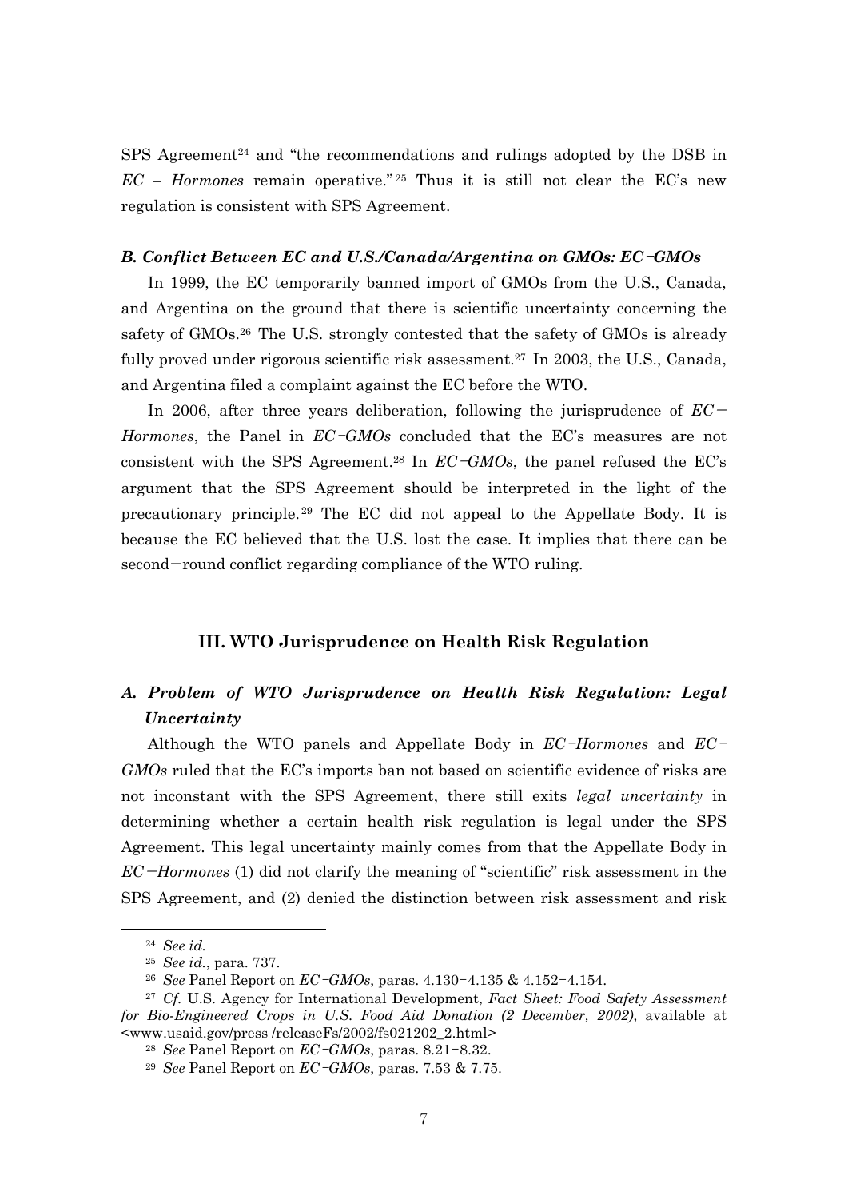SPS Agreement[24] and "the recommendations and rulings adopted by the DSB in *EC – Hormones* remain operative."[25] Thus it is still not clear the EC's new regulation is consistent with SPS Agreement.

### *B. Conflict Between EC and U.S./Canada/Argentina on GMOs: EC–GMOs*

In 1999, the EC temporarily banned import of GMOs from the U.S., Canada, and Argentina on the ground that there is scientific uncertainty concerning the safety of GMOs.[26] The U.S. strongly contested that the safety of GMOs is already fully proved under rigorous scientific risk assessment.[27] In 2003, the U.S., Canada, and Argentina filed a complaint against the EC before the WTO.

In 2006, after three years deliberation, following the jurisprudence of *EC–Hormones*, the Panel in *EC–GMOs* concluded that the EC's measures are not consistent with the SPS Agreement.[28] In *EC–GMOs*, the panel refused the EC's argument that the SPS Agreement should be interpreted in the light of the precautionary principle.[29] The EC did not appeal to the Appellate Body. It is because the EC believed that the U.S. lost the case. It implies that there can be second–round conflict regarding compliance of the WTO ruling.

## III. WTO Jurisprudence on Health Risk Regulation

### *A. Problem of WTO Jurisprudence on Health Risk Regulation: Legal Uncertainty*

Although the WTO panels and Appellate Body in *EC–Hormones* and *EC–GMOs* ruled that the EC's imports ban not based on scientific evidence of risks are not inconstant with the SPS Agreement, there still exits *legal uncertainty* in determining whether a certain health risk regulation is legal under the SPS Agreement. This legal uncertainty mainly comes from that the Appellate Body in *EC–Hormones* (1) did not clarify the meaning of "scientific" risk assessment in the SPS Agreement, and (2) denied the distinction between risk assessment and risk

---

[24] *See id.*

[25] *See id.*, para. 737.

[26] *See* Panel Report on *EC–GMOs*, paras. 4.130–4.135 & 4.152–4.154.

[27] *Cf.* U.S. Agency for International Development, *Fact Sheet: Food Safety Assessment for Bio-Engineered Crops in U.S. Food Aid Donation (2 December, 2002)*, available at <www.usaid.gov/press /releaseFs/2002/fs021202_2.html>

[28] *See* Panel Report on *EC–GMOs*, paras. 8.21–8.32.

[29] *See* Panel Report on *EC–GMOs*, paras. 7.53 & 7.75.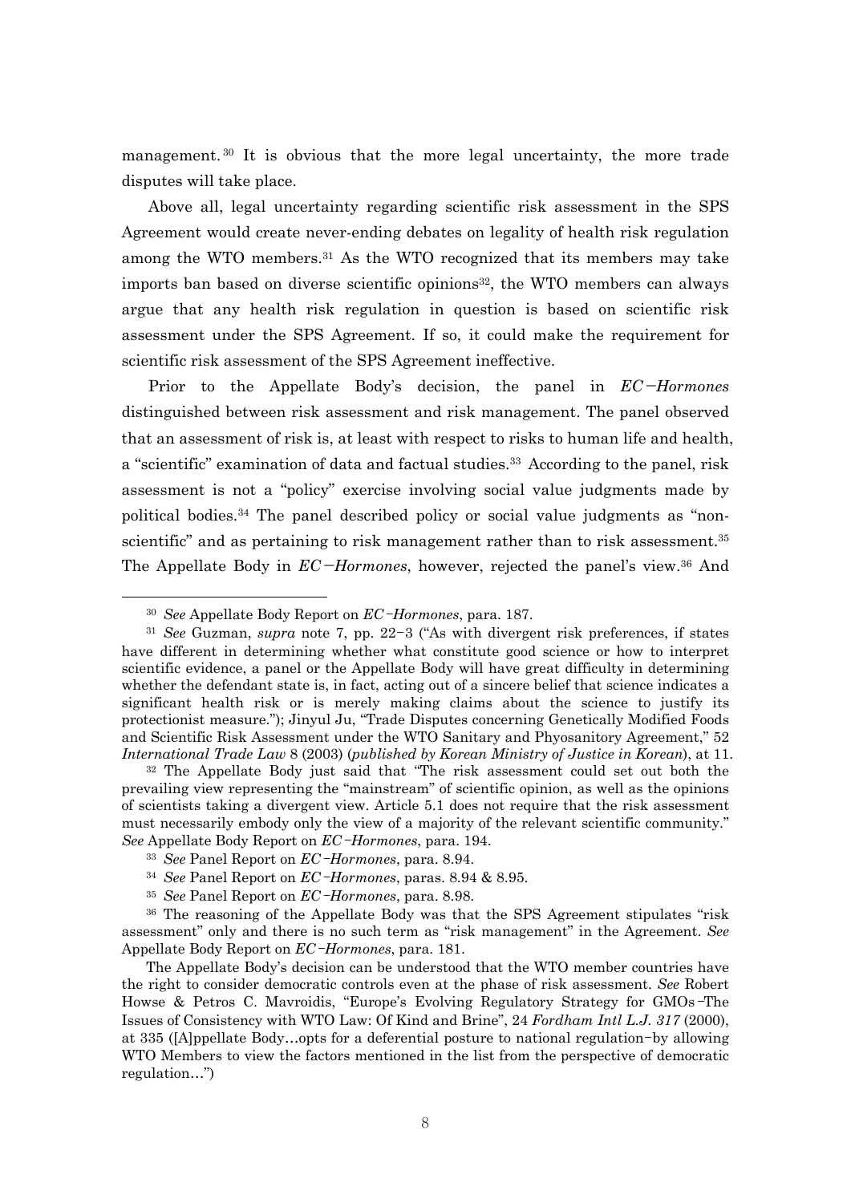management.[30] It is obvious that the more legal uncertainty, the more trade disputes will take place.

Above all, legal uncertainty regarding scientific risk assessment in the SPS Agreement would create never-ending debates on legality of health risk regulation among the WTO members.[31] As the WTO recognized that its members may take imports ban based on diverse scientific opinions[32], the WTO members can always argue that any health risk regulation in question is based on scientific risk assessment under the SPS Agreement. If so, it could make the requirement for scientific risk assessment of the SPS Agreement ineffective.

Prior to the Appellate Body's decision, the panel in *EC−Hormones* distinguished between risk assessment and risk management. The panel observed that an assessment of risk is, at least with respect to risks to human life and health, a "scientific" examination of data and factual studies.[33] According to the panel, risk assessment is not a "policy" exercise involving social value judgments made by political bodies.[34] The panel described policy or social value judgments as "non-scientific" and as pertaining to risk management rather than to risk assessment.[35] The Appellate Body in *EC−Hormones*, however, rejected the panel's view.[36] And

---

[30] *See* Appellate Body Report on *EC−Hormones*, para. 187.

[31] *See* Guzman, *supra* note 7, pp. 22−3 ("As with divergent risk preferences, if states have different in determining whether what constitute good science or how to interpret scientific evidence, a panel or the Appellate Body will have great difficulty in determining whether the defendant state is, in fact, acting out of a sincere belief that science indicates a significant health risk or is merely making claims about the science to justify its protectionist measure."); Jinyul Ju, "Trade Disputes concerning Genetically Modified Foods and Scientific Risk Assessment under the WTO Sanitary and Phyosanitory Agreement," 52 *International Trade Law* 8 (2003) (*published by Korean Ministry of Justice in Korean*), at 11.

[32] The Appellate Body just said that "The risk assessment could set out both the prevailing view representing the "mainstream" of scientific opinion, as well as the opinions of scientists taking a divergent view. Article 5.1 does not require that the risk assessment must necessarily embody only the view of a majority of the relevant scientific community." *See* Appellate Body Report on *EC−Hormones*, para. 194.

[33] *See* Panel Report on *EC−Hormones*, para. 8.94.

[34] *See* Panel Report on *EC−Hormones*, paras. 8.94 & 8.95.

[35] *See* Panel Report on *EC−Hormones*, para. 8.98.

[36] The reasoning of the Appellate Body was that the SPS Agreement stipulates "risk assessment" only and there is no such term as "risk management" in the Agreement. *See* Appellate Body Report on *EC−Hormones*, para. 181.

The Appellate Body's decision can be understood that the WTO member countries have the right to consider democratic controls even at the phase of risk assessment. *See* Robert Howse & Petros C. Mavroidis, "Europe's Evolving Regulatory Strategy for GMOs−The Issues of Consistency with WTO Law: Of Kind and Brine", 24 *Fordham Intl L.J. 317* (2000), at 335 ([A]ppellate Body…opts for a deferential posture to national regulation−by allowing WTO Members to view the factors mentioned in the list from the perspective of democratic regulation…")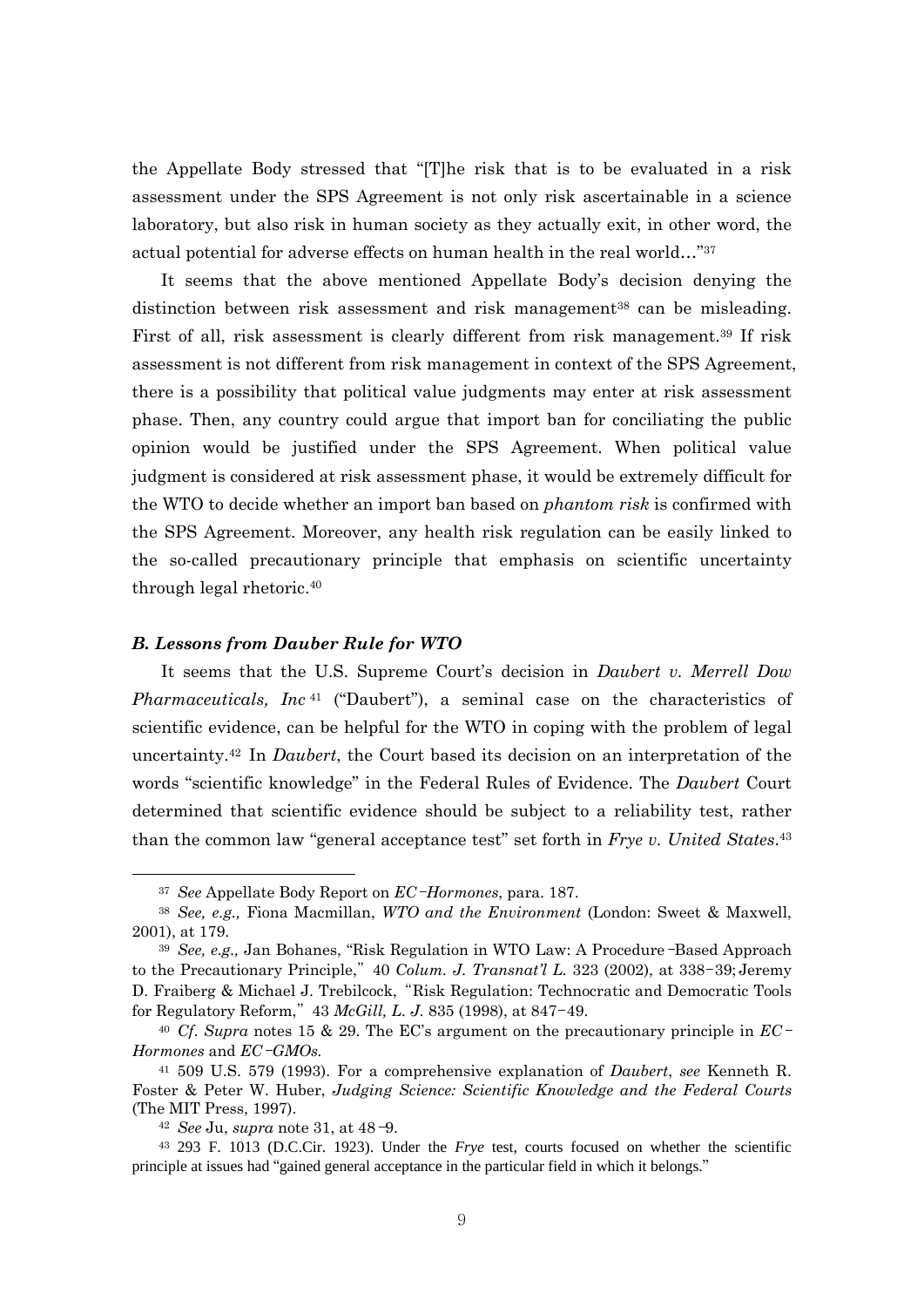the Appellate Body stressed that "[T]he risk that is to be evaluated in a risk assessment under the SPS Agreement is not only risk ascertainable in a science laboratory, but also risk in human society as they actually exit, in other word, the actual potential for adverse effects on human health in the real world…"[37]

It seems that the above mentioned Appellate Body's decision denying the distinction between risk assessment and risk management[38] can be misleading. First of all, risk assessment is clearly different from risk management.[39] If risk assessment is not different from risk management in context of the SPS Agreement, there is a possibility that political value judgments may enter at risk assessment phase. Then, any country could argue that import ban for conciliating the public opinion would be justified under the SPS Agreement. When political value judgment is considered at risk assessment phase, it would be extremely difficult for the WTO to decide whether an import ban based on *phantom risk* is confirmed with the SPS Agreement. Moreover, any health risk regulation can be easily linked to the so-called precautionary principle that emphasis on scientific uncertainty through legal rhetoric.[40]

### *B. Lessons from Dauber Rule for WTO*

It seems that the U.S. Supreme Court's decision in *Daubert v. Merrell Dow Pharmaceuticals, Inc*[41] ("Daubert"), a seminal case on the characteristics of scientific evidence, can be helpful for the WTO in coping with the problem of legal uncertainty.[42] In *Daubert*, the Court based its decision on an interpretation of the words "scientific knowledge" in the Federal Rules of Evidence. The *Daubert* Court determined that scientific evidence should be subject to a reliability test, rather than the common law "general acceptance test" set forth in *Frye v. United States*.[43]

---

[37] *See* Appellate Body Report on *EC–Hormones*, para. 187.

[38] *See, e.g.,* Fiona Macmillan, *WTO and the Environment* (London: Sweet & Maxwell, 2001), at 179.

[39] *See, e.g.,* Jan Bohanes, "Risk Regulation in WTO Law: A Procedure–Based Approach to the Precautionary Principle," 40 *Colum. J. Transnat'l L.* 323 (2002), at 338–39; Jeremy D. Fraiberg & Michael J. Trebilcock, "Risk Regulation: Technocratic and Democratic Tools for Regulatory Reform," 43 *McGill, L. J.* 835 (1998), at 847–49.

[40] *Cf. Supra* notes 15 & 29. The EC's argument on the precautionary principle in *EC–Hormones* and *EC–GMOs*.

[41] 509 U.S. 579 (1993). For a comprehensive explanation of *Daubert*, *see* Kenneth R. Foster & Peter W. Huber, *Judging Science: Scientific Knowledge and the Federal Courts* (The MIT Press, 1997).

[42] *See* Ju, *supra* note 31, at 48–9.

[43] 293 F. 1013 (D.C.Cir. 1923). Under the *Frye* test, courts focused on whether the scientific principle at issues had "gained general acceptance in the particular field in which it belongs."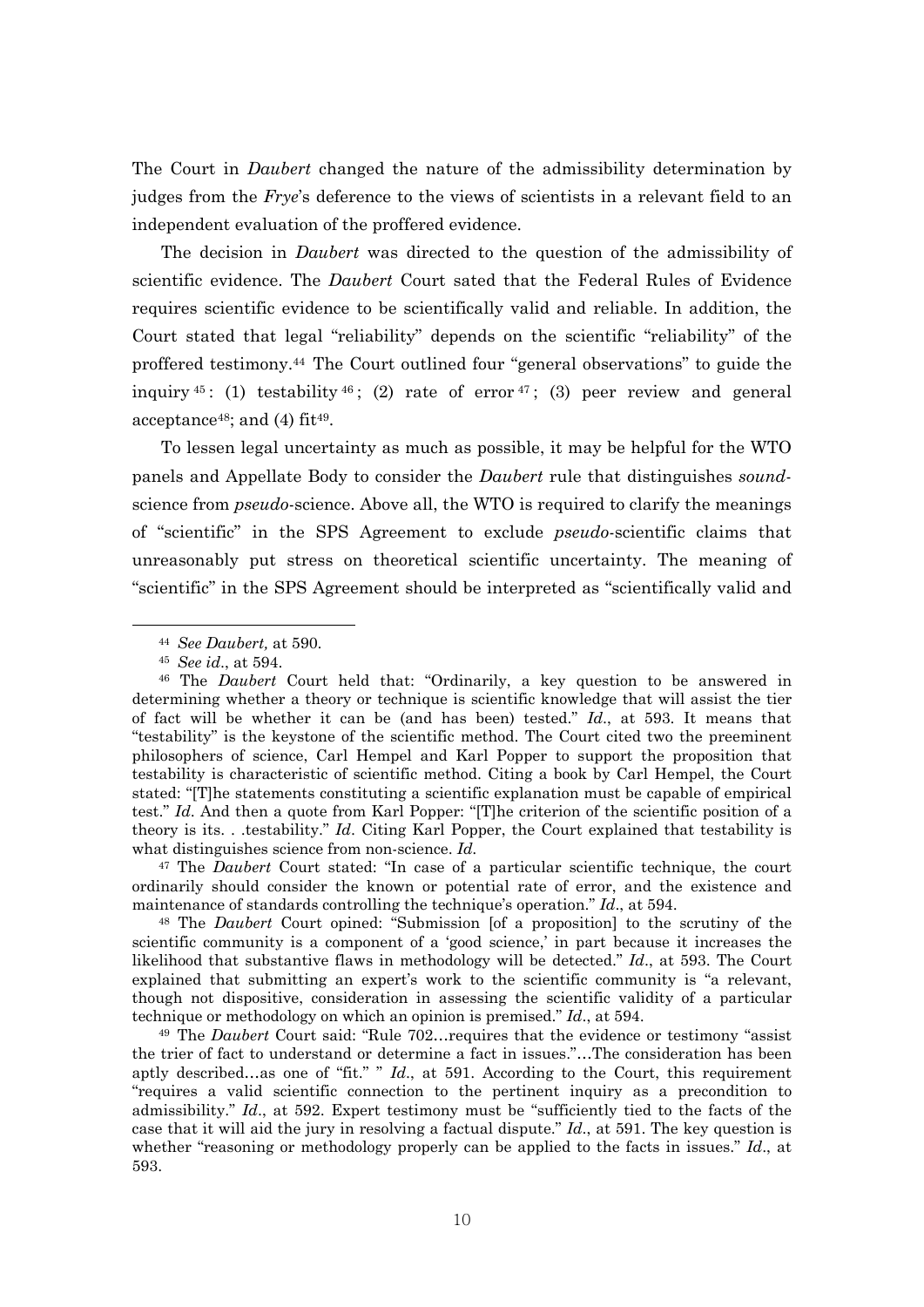The Court in *Daubert* changed the nature of the admissibility determination by judges from the *Frye*'s deference to the views of scientists in a relevant field to an independent evaluation of the proffered evidence.

The decision in *Daubert* was directed to the question of the admissibility of scientific evidence. The *Daubert* Court sated that the Federal Rules of Evidence requires scientific evidence to be scientifically valid and reliable. In addition, the Court stated that legal "reliability" depends on the scientific "reliability" of the proffered testimony.[44] The Court outlined four "general observations" to guide the inquiry[45]: (1) testability[46]; (2) rate of error[47]; (3) peer review and general acceptance[48]; and (4) fit[49].

To lessen legal uncertainty as much as possible, it may be helpful for the WTO panels and Appellate Body to consider the *Daubert* rule that distinguishes *sound*-science from *pseudo*-science. Above all, the WTO is required to clarify the meanings of "scientific" in the SPS Agreement to exclude *pseudo*-scientific claims that unreasonably put stress on theoretical scientific uncertainty. The meaning of "scientific" in the SPS Agreement should be interpreted as "scientifically valid and

---

[44] *See Daubert,* at 590.

[45] *See id*., at 594.

[46] The *Daubert* Court held that: "Ordinarily, a key question to be answered in determining whether a theory or technique is scientific knowledge that will assist the tier of fact will be whether it can be (and has been) tested." *Id*., at 593. It means that "testability" is the keystone of the scientific method. The Court cited two the preeminent philosophers of science, Carl Hempel and Karl Popper to support the proposition that testability is characteristic of scientific method. Citing a book by Carl Hempel, the Court stated: "[T]he statements constituting a scientific explanation must be capable of empirical test." *Id*. And then a quote from Karl Popper: "[T]he criterion of the scientific position of a theory is its. . .testability." *Id*. Citing Karl Popper, the Court explained that testability is what distinguishes science from non-science. *Id*.

[47] The *Daubert* Court stated: "In case of a particular scientific technique, the court ordinarily should consider the known or potential rate of error, and the existence and maintenance of standards controlling the technique's operation." *Id*., at 594.

[48] The *Daubert* Court opined: "Submission [of a proposition] to the scrutiny of the scientific community is a component of a 'good science,' in part because it increases the likelihood that substantive flaws in methodology will be detected." *Id*., at 593. The Court explained that submitting an expert's work to the scientific community is "a relevant, though not dispositive, consideration in assessing the scientific validity of a particular technique or methodology on which an opinion is premised." *Id*., at 594.

[49] The *Daubert* Court said: "Rule 702…requires that the evidence or testimony "assist the trier of fact to understand or determine a fact in issues."…The consideration has been aptly described…as one of "fit." " *Id*., at 591. According to the Court, this requirement "requires a valid scientific connection to the pertinent inquiry as a precondition to admissibility." *Id*., at 592. Expert testimony must be "sufficiently tied to the facts of the case that it will aid the jury in resolving a factual dispute." *Id*., at 591. The key question is whether "reasoning or methodology properly can be applied to the facts in issues." *Id*., at 593.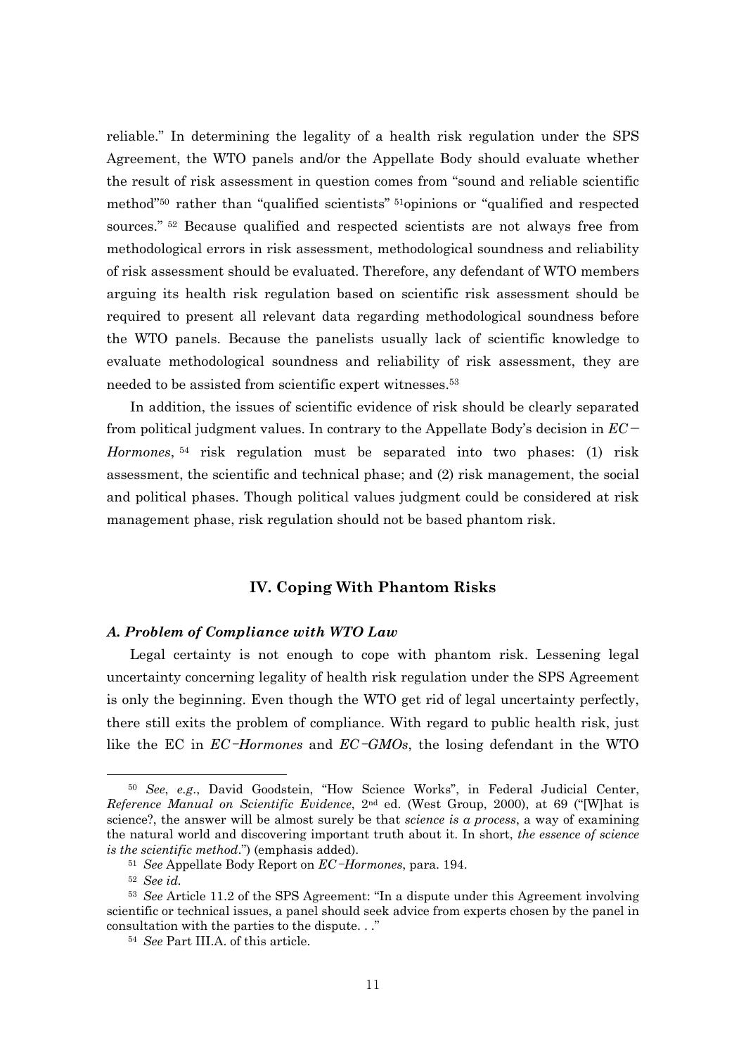reliable." In determining the legality of a health risk regulation under the SPS Agreement, the WTO panels and/or the Appellate Body should evaluate whether the result of risk assessment in question comes from "sound and reliable scientific method"[50] rather than "qualified scientists" [51]opinions or "qualified and respected sources." [52] Because qualified and respected scientists are not always free from methodological errors in risk assessment, methodological soundness and reliability of risk assessment should be evaluated. Therefore, any defendant of WTO members arguing its health risk regulation based on scientific risk assessment should be required to present all relevant data regarding methodological soundness before the WTO panels. Because the panelists usually lack of scientific knowledge to evaluate methodological soundness and reliability of risk assessment, they are needed to be assisted from scientific expert witnesses.[53]

In addition, the issues of scientific evidence of risk should be clearly separated from political judgment values. In contrary to the Appellate Body's decision in *EC－Hormones*, [54] risk regulation must be separated into two phases: (1) risk assessment, the scientific and technical phase; and (2) risk management, the social and political phases. Though political values judgment could be considered at risk management phase, risk regulation should not be based phantom risk.

## IV. Coping With Phantom Risks

### *A. Problem of Compliance with WTO Law*

Legal certainty is not enough to cope with phantom risk. Lessening legal uncertainty concerning legality of health risk regulation under the SPS Agreement is only the beginning. Even though the WTO get rid of legal uncertainty perfectly, there still exits the problem of compliance. With regard to public health risk, just like the EC in *EC–Hormones* and *EC–GMOs*, the losing defendant in the WTO

---

[50] *See*, *e.g*., David Goodstein, "How Science Works", in Federal Judicial Center, *Reference Manual on Scientific Evidence*, 2nd ed. (West Group, 2000), at 69 ("[W]hat is science?, the answer will be almost surely be that *science is a process*, a way of examining the natural world and discovering important truth about it. In short, *the essence of science is the scientific method*.") (emphasis added).

[51] *See* Appellate Body Report on *EC–Hormones*, para. 194.

[52] *See id.*

[53] *See* Article 11.2 of the SPS Agreement: "In a dispute under this Agreement involving scientific or technical issues, a panel should seek advice from experts chosen by the panel in consultation with the parties to the dispute. . ."

[54] *See* Part III.A. of this article.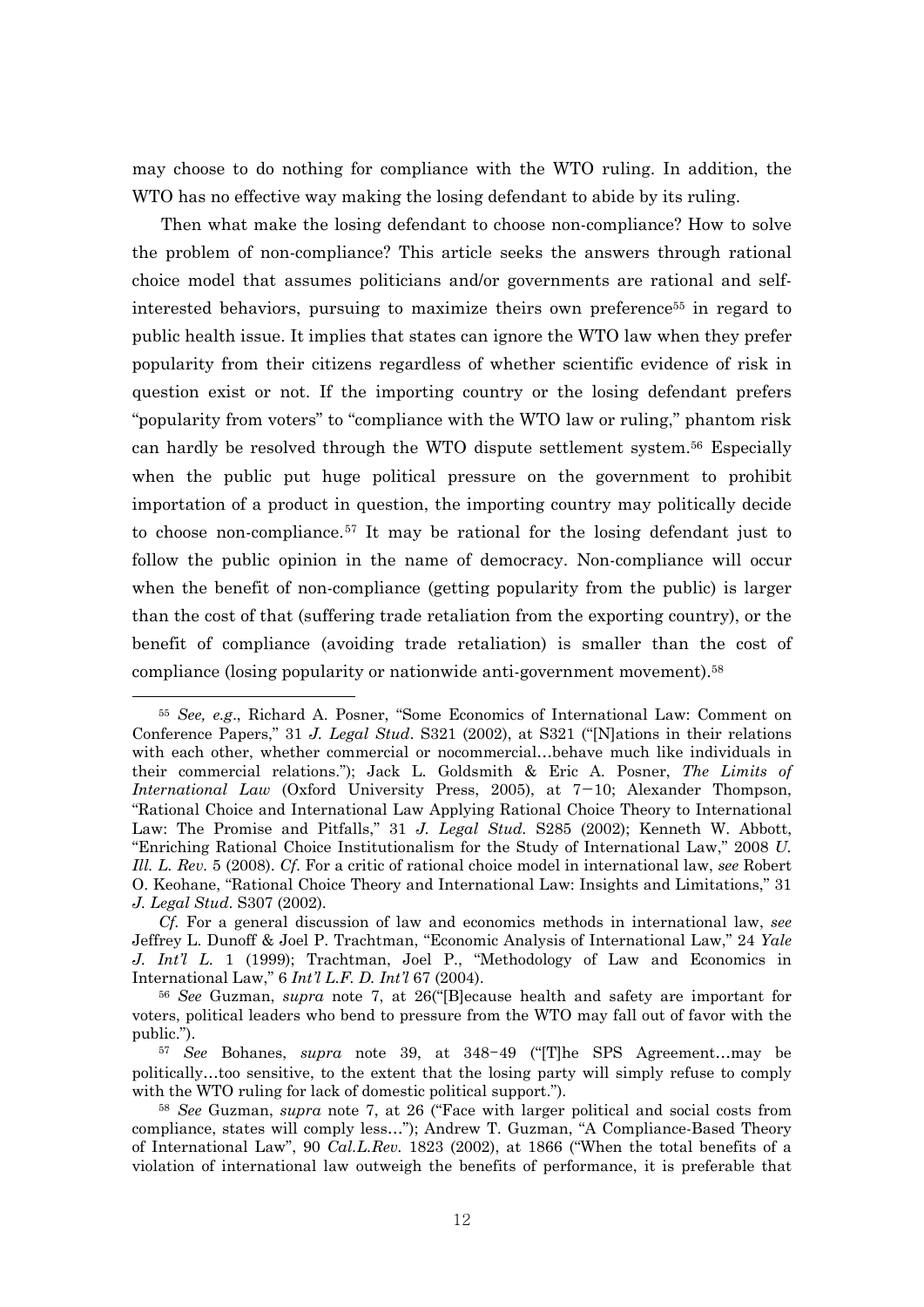may choose to do nothing for compliance with the WTO ruling. In addition, the WTO has no effective way making the losing defendant to abide by its ruling.

Then what make the losing defendant to choose non-compliance? How to solve the problem of non-compliance? This article seeks the answers through rational choice model that assumes politicians and/or governments are rational and self-interested behaviors, pursuing to maximize theirs own preference[55] in regard to public health issue. It implies that states can ignore the WTO law when they prefer popularity from their citizens regardless of whether scientific evidence of risk in question exist or not. If the importing country or the losing defendant prefers "popularity from voters" to "compliance with the WTO law or ruling," phantom risk can hardly be resolved through the WTO dispute settlement system.[56] Especially when the public put huge political pressure on the government to prohibit importation of a product in question, the importing country may politically decide to choose non-compliance.[57] It may be rational for the losing defendant just to follow the public opinion in the name of democracy. Non-compliance will occur when the benefit of non-compliance (getting popularity from the public) is larger than the cost of that (suffering trade retaliation from the exporting country), or the benefit of compliance (avoiding trade retaliation) is smaller than the cost of compliance (losing popularity or nationwide anti-government movement).[58]

---

[55] *See, e.g.*, Richard A. Posner, "Some Economics of International Law: Comment on Conference Papers," 31 *J. Legal Stud*. S321 (2002), at S321 ("[N]ations in their relations with each other, whether commercial or nocommercial…behave much like individuals in their commercial relations."); Jack L. Goldsmith & Eric A. Posner, *The Limits of International Law* (Oxford University Press, 2005), at 7−10; Alexander Thompson, "Rational Choice and International Law Applying Rational Choice Theory to International Law: The Promise and Pitfalls," 31 *J. Legal Stud.* S285 (2002); Kenneth W. Abbott, "Enriching Rational Choice Institutionalism for the Study of International Law," 2008 *U. Ill. L. Rev.* 5 (2008). *Cf*. For a critic of rational choice model in international law, *see* Robert O. Keohane, "Rational Choice Theory and International Law: Insights and Limitations," 31 *J. Legal Stud*. S307 (2002).

*Cf.* For a general discussion of law and economics methods in international law, *see* Jeffrey L. Dunoff & Joel P. Trachtman, "Economic Analysis of International Law," 24 *Yale J. Int'l L.* 1 (1999); Trachtman, Joel P., "Methodology of Law and Economics in International Law," 6 *Int'l L.F. D. Int'l* 67 (2004).

[56] *See* Guzman, *supra* note 7, at 26("[B]ecause health and safety are important for voters, political leaders who bend to pressure from the WTO may fall out of favor with the public.").

[57] *See* Bohanes, *supra* note 39, at 348‑49 ("[T]he SPS Agreement…may be politically…too sensitive, to the extent that the losing party will simply refuse to comply with the WTO ruling for lack of domestic political support.").

[58] *See* Guzman, *supra* note 7, at 26 ("Face with larger political and social costs from compliance, states will comply less…"); Andrew T. Guzman, "A Compliance-Based Theory of International Law", 90 *Cal.L.Rev.* 1823 (2002), at 1866 ("When the total benefits of a violation of international law outweigh the benefits of performance, it is preferable that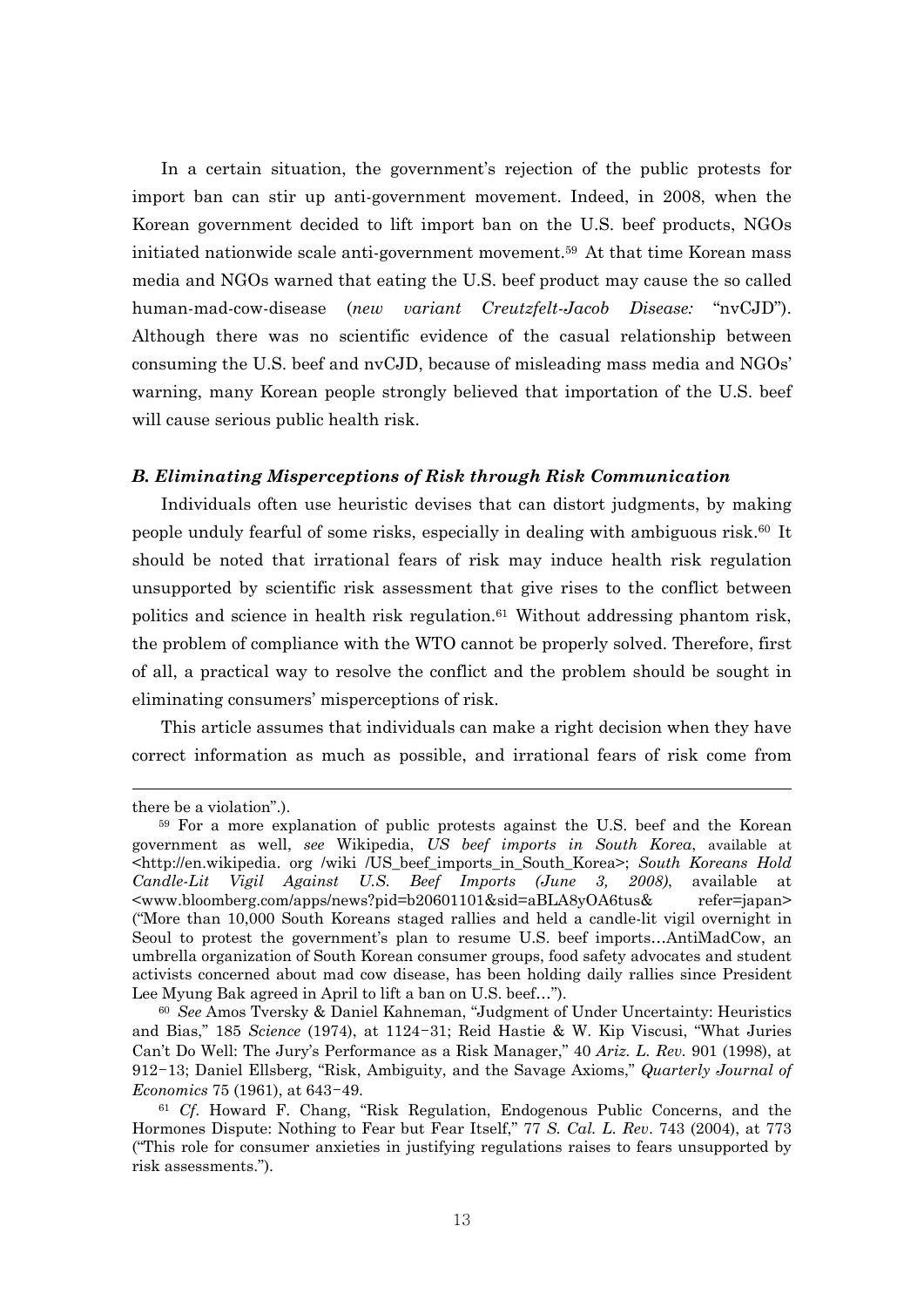In a certain situation, the government's rejection of the public protests for import ban can stir up anti-government movement. Indeed, in 2008, when the Korean government decided to lift import ban on the U.S. beef products, NGOs initiated nationwide scale anti-government movement.[59] At that time Korean mass media and NGOs warned that eating the U.S. beef product may cause the so called human-mad-cow-disease (*new variant Creutzfelt-Jacob Disease:* "nvCJD"). Although there was no scientific evidence of the casual relationship between consuming the U.S. beef and nvCJD, because of misleading mass media and NGOs' warning, many Korean people strongly believed that importation of the U.S. beef will cause serious public health risk.

### *B. Eliminating Misperceptions of Risk through Risk Communication*

Individuals often use heuristic devises that can distort judgments, by making people unduly fearful of some risks, especially in dealing with ambiguous risk.[60] It should be noted that irrational fears of risk may induce health risk regulation unsupported by scientific risk assessment that give rises to the conflict between politics and science in health risk regulation.[61] Without addressing phantom risk, the problem of compliance with the WTO cannot be properly solved. Therefore, first of all, a practical way to resolve the conflict and the problem should be sought in eliminating consumers' misperceptions of risk.

This article assumes that individuals can make a right decision when they have correct information as much as possible, and irrational fears of risk come from

---

there be a violation".).

[59] For a more explanation of public protests against the U.S. beef and the Korean government as well, *see* Wikipedia, *US beef imports in South Korea*, available at <http://en.wikipedia. org /wiki /US_beef_imports_in_South_Korea>; *South Koreans Hold Candle-Lit Vigil Against U.S. Beef Imports (June 3, 2008)*, available at <www.bloomberg.com/apps/news?pid=b20601101&sid=aBLA8yOA6tus& refer=japan> ("More than 10,000 South Koreans staged rallies and held a candle-lit vigil overnight in Seoul to protest the government's plan to resume U.S. beef imports…AntiMadCow, an umbrella organization of South Korean consumer groups, food safety advocates and student activists concerned about mad cow disease, has been holding daily rallies since President Lee Myung Bak agreed in April to lift a ban on U.S. beef…").

[60] *See* Amos Tversky & Daniel Kahneman, "Judgment of Under Uncertainty: Heuristics and Bias," 185 *Science* (1974), at 1124–31; Reid Hastie & W. Kip Viscusi, "What Juries Can't Do Well: The Jury's Performance as a Risk Manager," 40 *Ariz. L. Rev.* 901 (1998), at 912–13; Daniel Ellsberg, "Risk, Ambiguity, and the Savage Axioms," *Quarterly Journal of Economics* 75 (1961), at 643–49.

[61] *Cf*. Howard F. Chang, "Risk Regulation, Endogenous Public Concerns, and the Hormones Dispute: Nothing to Fear but Fear Itself," 77 *S. Cal. L. Rev*. 743 (2004), at 773 ("This role for consumer anxieties in justifying regulations raises to fears unsupported by risk assessments.").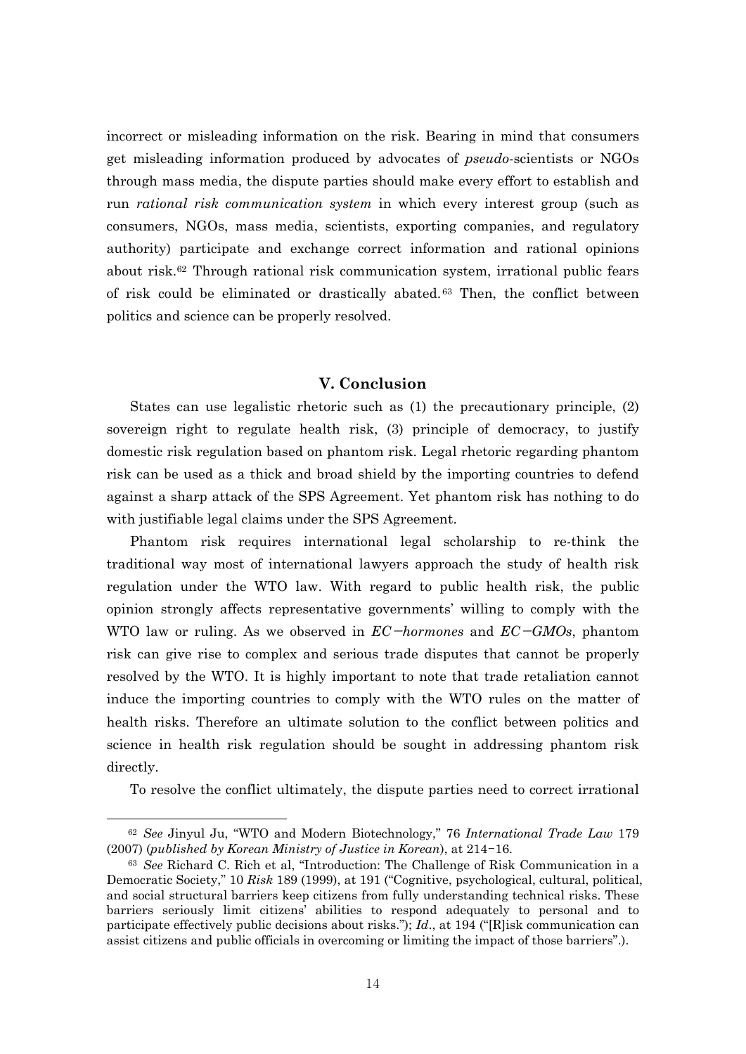incorrect or misleading information on the risk. Bearing in mind that consumers get misleading information produced by advocates of *pseudo*-scientists or NGOs through mass media, the dispute parties should make every effort to establish and run *rational risk communication system* in which every interest group (such as consumers, NGOs, mass media, scientists, exporting companies, and regulatory authority) participate and exchange correct information and rational opinions about risk.[62] Through rational risk communication system, irrational public fears of risk could be eliminated or drastically abated.[63] Then, the conflict between politics and science can be properly resolved.

## V. Conclusion

States can use legalistic rhetoric such as (1) the precautionary principle, (2) sovereign right to regulate health risk, (3) principle of democracy, to justify domestic risk regulation based on phantom risk. Legal rhetoric regarding phantom risk can be used as a thick and broad shield by the importing countries to defend against a sharp attack of the SPS Agreement. Yet phantom risk has nothing to do with justifiable legal claims under the SPS Agreement.

Phantom risk requires international legal scholarship to re-think the traditional way most of international lawyers approach the study of health risk regulation under the WTO law. With regard to public health risk, the public opinion strongly affects representative governments' willing to comply with the WTO law or ruling. As we observed in *EC−hormones* and *EC−GMOs*, phantom risk can give rise to complex and serious trade disputes that cannot be properly resolved by the WTO. It is highly important to note that trade retaliation cannot induce the importing countries to comply with the WTO rules on the matter of health risks. Therefore an ultimate solution to the conflict between politics and science in health risk regulation should be sought in addressing phantom risk directly.

To resolve the conflict ultimately, the dispute parties need to correct irrational

---

[62] *See* Jinyul Ju, "WTO and Modern Biotechnology," 76 *International Trade Law* 179 (2007) (*published by Korean Ministry of Justice in Korean*), at 214−16.

[63] *See* Richard C. Rich et al, "Introduction: The Challenge of Risk Communication in a Democratic Society," 10 *Risk* 189 (1999), at 191 ("Cognitive, psychological, cultural, political, and social structural barriers keep citizens from fully understanding technical risks. These barriers seriously limit citizens' abilities to respond adequately to personal and to participate effectively public decisions about risks."); *Id*., at 194 ("[R]isk communication can assist citizens and public officials in overcoming or limiting the impact of those barriers".).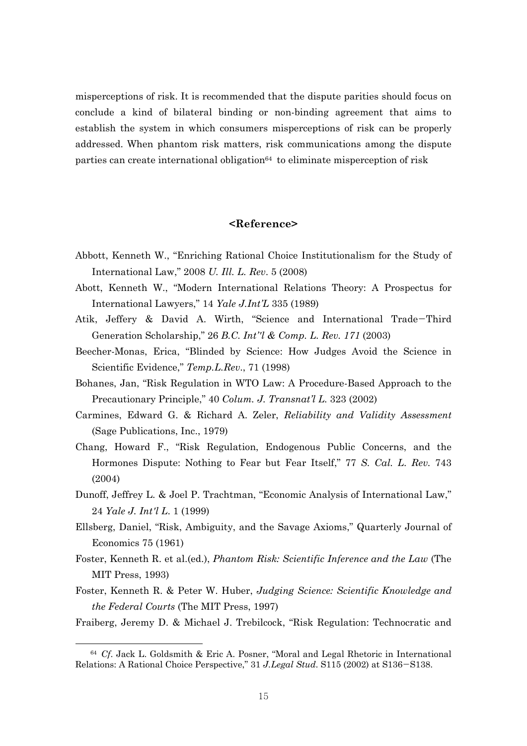misperceptions of risk. It is recommended that the dispute parities should focus on conclude a kind of bilateral binding or non-binding agreement that aims to establish the system in which consumers misperceptions of risk can be properly addressed. When phantom risk matters, risk communications among the dispute parties can create international obligation[64] to eliminate misperception of risk

## <Reference>

Abbott, Kenneth W., "Enriching Rational Choice Institutionalism for the Study of International Law," 2008 *U. Ill. L. Rev*. 5 (2008)

Abott, Kenneth W., "Modern International Relations Theory: A Prospectus for International Lawyers," 14 *Yale J.Int'L* 335 (1989)

Atik, Jeffery & David A. Wirth, "Science and International Trade−Third Generation Scholarship," 26 *B.C. Int''l & Comp. L. Rev. 171* (2003)

Beecher-Monas, Erica, "Blinded by Science: How Judges Avoid the Science in Scientific Evidence," *Temp.L.Rev*., 71 (1998)

Bohanes, Jan, "Risk Regulation in WTO Law: A Procedure-Based Approach to the Precautionary Principle," 40 *Colum. J. Transnat'l L.* 323 (2002)

Carmines, Edward G. & Richard A. Zeler, *Reliability and Validity Assessment* (Sage Publications, Inc., 1979)

Chang, Howard F., "Risk Regulation, Endogenous Public Concerns, and the Hormones Dispute: Nothing to Fear but Fear Itself," 77 *S. Cal. L. Rev.* 743 (2004)

Dunoff, Jeffrey L. & Joel P. Trachtman, "Economic Analysis of International Law," 24 *Yale J. Int'l L.* 1 (1999)

Ellsberg, Daniel, "Risk, Ambiguity, and the Savage Axioms," Quarterly Journal of Economics 75 (1961)

Foster, Kenneth R. et al.(ed.), *Phantom Risk: Scientific Inference and the Law* (The MIT Press, 1993)

Foster, Kenneth R. & Peter W. Huber, *Judging Science: Scientific Knowledge and the Federal Courts* (The MIT Press, 1997)

Fraiberg, Jeremy D. & Michael J. Trebilcock, "Risk Regulation: Technocratic and

---

[64] *Cf*. Jack L. Goldsmith & Eric A. Posner, "Moral and Legal Rhetoric in International Relations: A Rational Choice Perspective," 31 *J.Legal Stud*. S115 (2002) at S136−S138.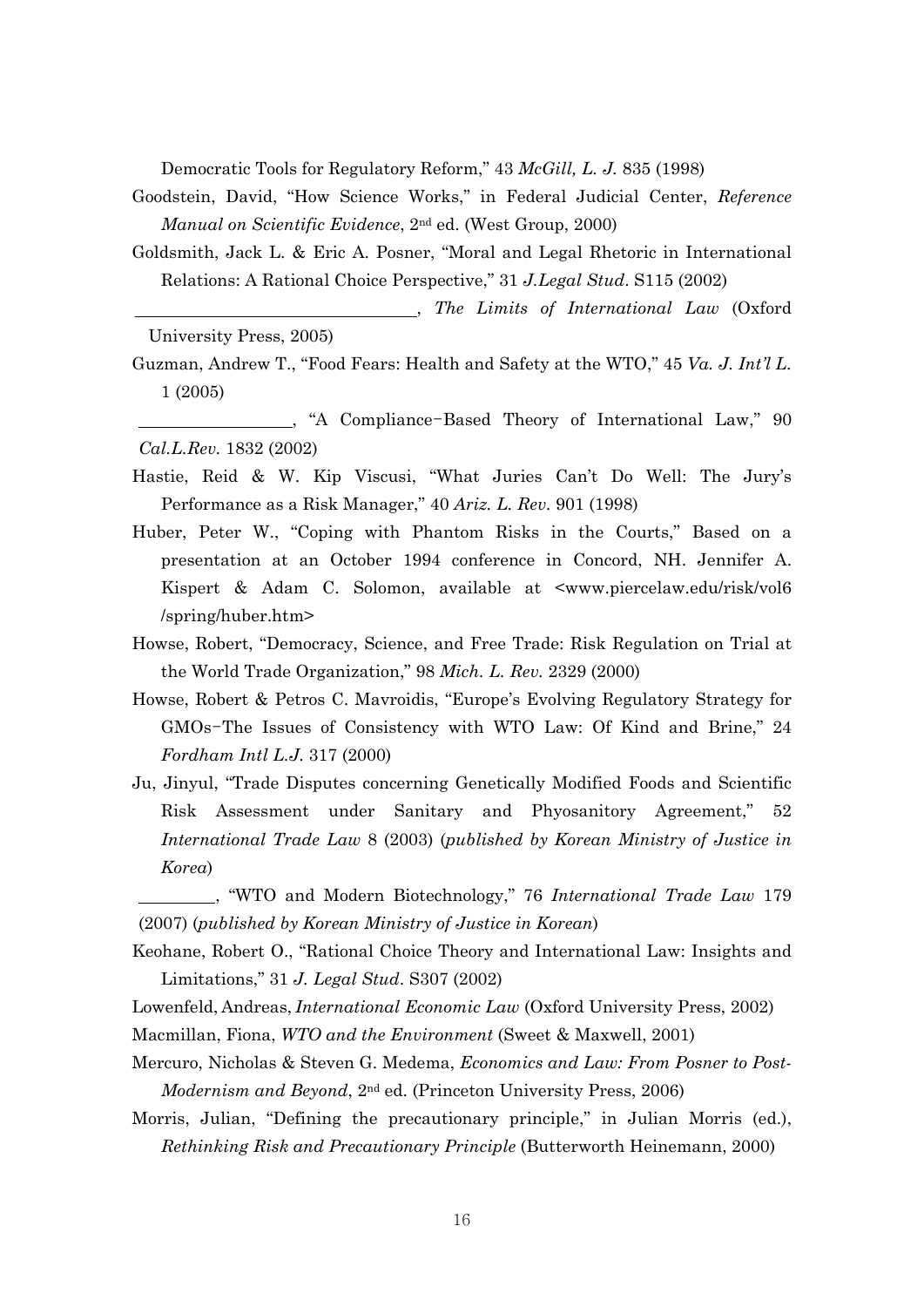Democratic Tools for Regulatory Reform," 43 *McGill, L. J.* 835 (1998)

Goodstein, David, "How Science Works," in Federal Judicial Center, *Reference Manual on Scientific Evidence*, 2nd ed. (West Group, 2000)

Goldsmith, Jack L. & Eric A. Posner, "Moral and Legal Rhetoric in International Relations: A Rational Choice Perspective," 31 *J.Legal Stud*. S115 (2002)

\_\_\_\_\_\_\_\_\_\_\_\_\_\_\_\_\_\_\_\_\_\_\_\_\_\_\_\_\_\_, *The Limits of International Law* (Oxford University Press, 2005)

Guzman, Andrew T., "Food Fears: Health and Safety at the WTO," 45 *Va. J. Int'l L.* 1 (2005)

\_\_\_\_\_\_\_\_\_\_\_\_\_\_\_\_, "A Compliance-Based Theory of International Law," 90 *Cal.L.Rev.* 1832 (2002)

Hastie, Reid & W. Kip Viscusi, "What Juries Can't Do Well: The Jury's Performance as a Risk Manager," 40 *Ariz. L. Rev.* 901 (1998)

Huber, Peter W., "Coping with Phantom Risks in the Courts," Based on a presentation at an October 1994 conference in Concord, NH. Jennifer A. Kispert & Adam C. Solomon, available at <www.piercelaw.edu/risk/vol6/spring/huber.htm>

Howse, Robert, "Democracy, Science, and Free Trade: Risk Regulation on Trial at the World Trade Organization," 98 *Mich. L. Rev.* 2329 (2000)

Howse, Robert & Petros C. Mavroidis, "Europe's Evolving Regulatory Strategy for GMOs-The Issues of Consistency with WTO Law: Of Kind and Brine," 24 *Fordham Intl L.J.* 317 (2000)

Ju, Jinyul, "Trade Disputes concerning Genetically Modified Foods and Scientific Risk Assessment under Sanitary and Phyosanitory Agreement," 52 *International Trade Law* 8 (2003) (*published by Korean Ministry of Justice in Korea*)

\_\_\_\_\_\_\_\_, "WTO and Modern Biotechnology," 76 *International Trade Law* 179 (2007) (*published by Korean Ministry of Justice in Korean*)

Keohane, Robert O., "Rational Choice Theory and International Law: Insights and Limitations," 31 *J. Legal Stud*. S307 (2002)

Lowenfeld, Andreas, *International Economic Law* (Oxford University Press, 2002)

Macmillan, Fiona, *WTO and the Environment* (Sweet & Maxwell, 2001)

Mercuro, Nicholas & Steven G. Medema, *Economics and Law: From Posner to Post-Modernism and Beyond*, 2nd ed. (Princeton University Press, 2006)

Morris, Julian, "Defining the precautionary principle," in Julian Morris (ed.), *Rethinking Risk and Precautionary Principle* (Butterworth Heinemann, 2000)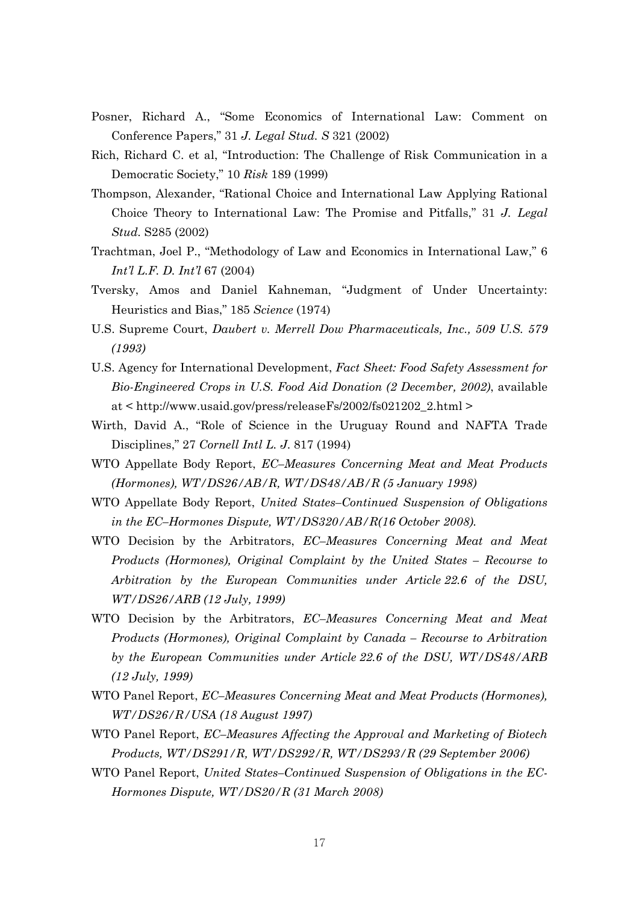Posner, Richard A., "Some Economics of International Law: Comment on Conference Papers," 31 *J. Legal Stud. S* 321 (2002)

Rich, Richard C. et al, "Introduction: The Challenge of Risk Communication in a Democratic Society," 10 *Risk* 189 (1999)

Thompson, Alexander, "Rational Choice and International Law Applying Rational Choice Theory to International Law: The Promise and Pitfalls," 31 *J. Legal Stud.* S285 (2002)

Trachtman, Joel P., "Methodology of Law and Economics in International Law," 6 *Int'l L.F. D. Int'l* 67 (2004)

Tversky, Amos and Daniel Kahneman, "Judgment of Under Uncertainty: Heuristics and Bias," 185 *Science* (1974)

U.S. Supreme Court, *Daubert v. Merrell Dow Pharmaceuticals, Inc., 509 U.S. 579 (1993)*

U.S. Agency for International Development, *Fact Sheet: Food Safety Assessment for Bio-Engineered Crops in U.S. Food Aid Donation (2 December, 2002)*, available at < http://www.usaid.gov/press/releaseFs/2002/fs021202_2.html >

Wirth, David A., "Role of Science in the Uruguay Round and NAFTA Trade Disciplines," 27 *Cornell Intl L. J.* 817 (1994)

WTO Appellate Body Report, *EC–Measures Concerning Meat and Meat Products (Hormones), WT/DS26/AB/R, WT/DS48/AB/R (5 January 1998)*

WTO Appellate Body Report, *United States–Continued Suspension of Obligations in the EC–Hormones Dispute, WT/DS320/AB/R(16 October 2008).*

WTO Decision by the Arbitrators, *EC–Measures Concerning Meat and Meat Products (Hormones), Original Complaint by the United States – Recourse to Arbitration by the European Communities under Article 22.6 of the DSU, WT/DS26/ARB (12 July, 1999)*

WTO Decision by the Arbitrators, *EC–Measures Concerning Meat and Meat Products (Hormones), Original Complaint by Canada – Recourse to Arbitration by the European Communities under Article 22.6 of the DSU, WT/DS48/ARB (12 July, 1999)*

WTO Panel Report, *EC–Measures Concerning Meat and Meat Products (Hormones), WT/DS26/R/USA (18 August 1997)*

WTO Panel Report, *EC–Measures Affecting the Approval and Marketing of Biotech Products, WT/DS291/R, WT/DS292/R, WT/DS293/R (29 September 2006)*

WTO Panel Report, *United States–Continued Suspension of Obligations in the EC-Hormones Dispute, WT/DS20/R (31 March 2008)*